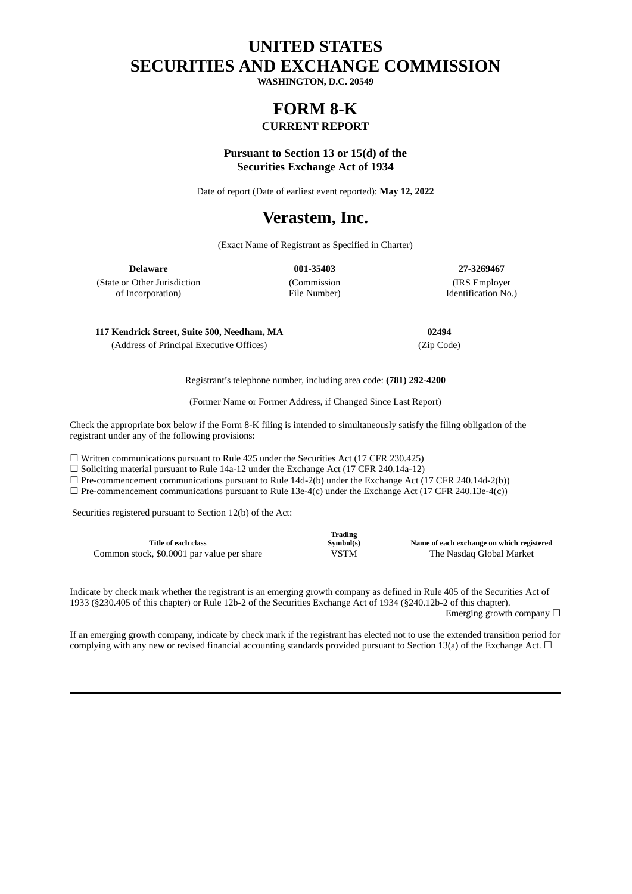# UNITED STATES
# SECURITIES AND EXCHANGE COMMISSION

**WASHINGTON, D.C. 20549**

# FORM 8-K

## CURRENT REPORT

**Pursuant to Section 13 or 15(d) of the Securities Exchange Act of 1934**

Date of report (Date of earliest event reported): **May 12, 2022**

# Verastem, Inc.

(Exact Name of Registrant as Specified in Charter)

| **Delaware** | **001-35403** | **27-3269467** |
|---|---|---|
| (State or Other Jurisdiction of Incorporation) | (Commission File Number) | (IRS Employer Identification No.) |

| **117 Kendrick Street, Suite 500, Needham, MA** | **02494** |
|---|---|
| (Address of Principal Executive Offices) | (Zip Code) |

Registrant's telephone number, including area code: **(781) 292-4200**

(Former Name or Former Address, if Changed Since Last Report)

Check the appropriate box below if the Form 8-K filing is intended to simultaneously satisfy the filing obligation of the registrant under any of the following provisions:

☐ Written communications pursuant to Rule 425 under the Securities Act (17 CFR 230.425)
☐ Soliciting material pursuant to Rule 14a-12 under the Exchange Act (17 CFR 240.14a-12)
☐ Pre-commencement communications pursuant to Rule 14d-2(b) under the Exchange Act (17 CFR 240.14d-2(b))
☐ Pre-commencement communications pursuant to Rule 13e-4(c) under the Exchange Act (17 CFR 240.13e-4(c))

Securities registered pursuant to Section 12(b) of the Act:

| Title of each class | Trading Symbol(s) | Name of each exchange on which registered |
|---|---|---|
| Common stock, $0.0001 par value per share | VSTM | The Nasdaq Global Market |

Indicate by check mark whether the registrant is an emerging growth company as defined in Rule 405 of the Securities Act of 1933 (§230.405 of this chapter) or Rule 12b-2 of the Securities Exchange Act of 1934 (§240.12b-2 of this chapter).

Emerging growth company ☐

If an emerging growth company, indicate by check mark if the registrant has elected not to use the extended transition period for complying with any new or revised financial accounting standards provided pursuant to Section 13(a) of the Exchange Act. ☐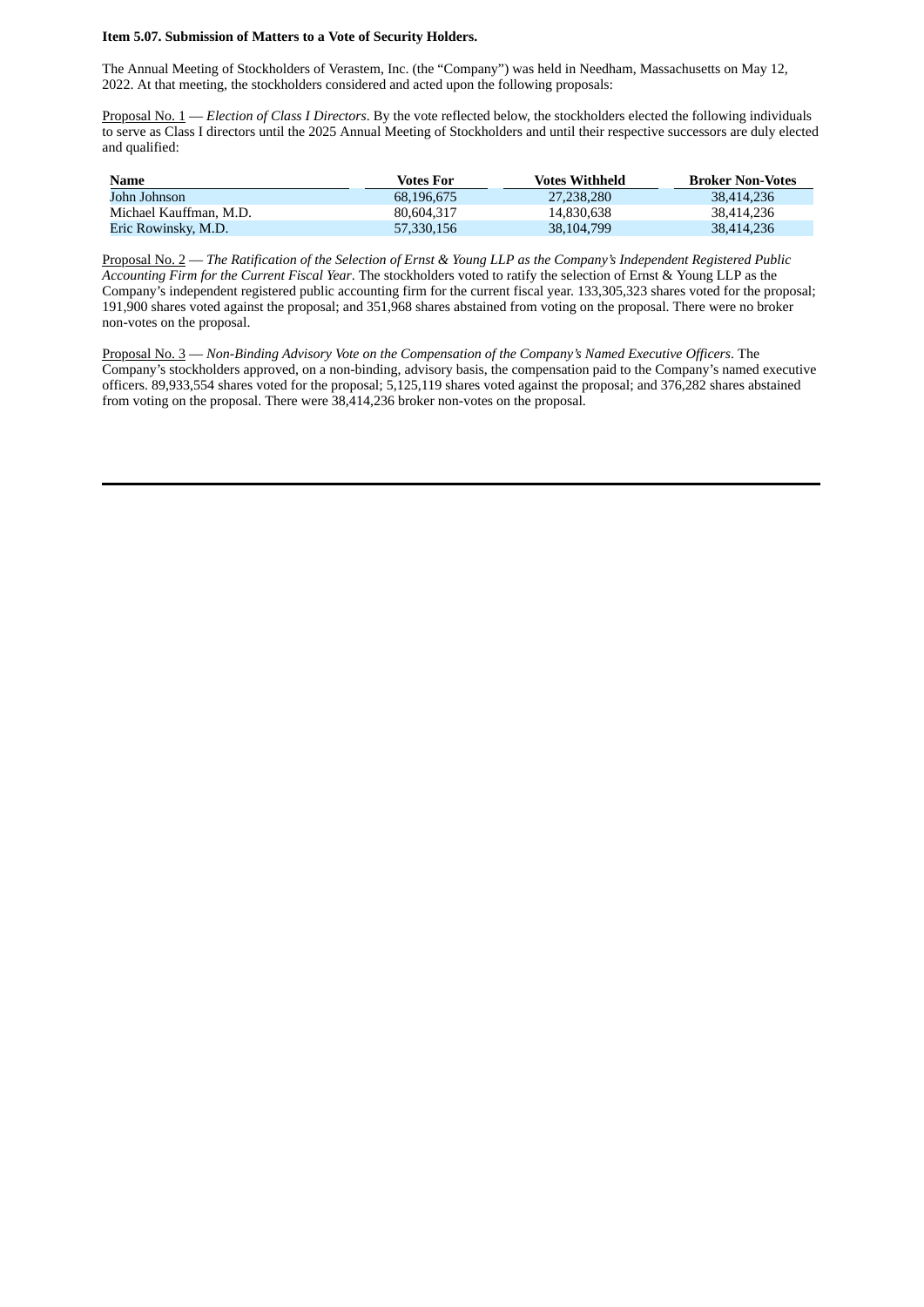**Item 5.07. Submission of Matters to a Vote of Security Holders.**

The Annual Meeting of Stockholders of Verastem, Inc. (the "Company") was held in Needham, Massachusetts on May 12, 2022. At that meeting, the stockholders considered and acted upon the following proposals:

Proposal No. 1 — *Election of Class I Directors*. By the vote reflected below, the stockholders elected the following individuals to serve as Class I directors until the 2025 Annual Meeting of Stockholders and until their respective successors are duly elected and qualified:

| Name | Votes For | Votes Withheld | Broker Non-Votes |
|---|---|---|---|
| John Johnson | 68,196,675 | 27,238,280 | 38,414,236 |
| Michael Kauffman, M.D. | 80,604,317 | 14,830,638 | 38,414,236 |
| Eric Rowinsky, M.D. | 57,330,156 | 38,104,799 | 38,414,236 |

Proposal No. 2 — *The Ratification of the Selection of Ernst & Young LLP as the Company's Independent Registered Public Accounting Firm for the Current Fiscal Year*. The stockholders voted to ratify the selection of Ernst & Young LLP as the Company's independent registered public accounting firm for the current fiscal year. 133,305,323 shares voted for the proposal; 191,900 shares voted against the proposal; and 351,968 shares abstained from voting on the proposal. There were no broker non-votes on the proposal.

Proposal No. 3 — *Non-Binding Advisory Vote on the Compensation of the Company's Named Executive Officers*. The Company's stockholders approved, on a non-binding, advisory basis, the compensation paid to the Company's named executive officers. 89,933,554 shares voted for the proposal; 5,125,119 shares voted against the proposal; and 376,282 shares abstained from voting on the proposal. There were 38,414,236 broker non-votes on the proposal.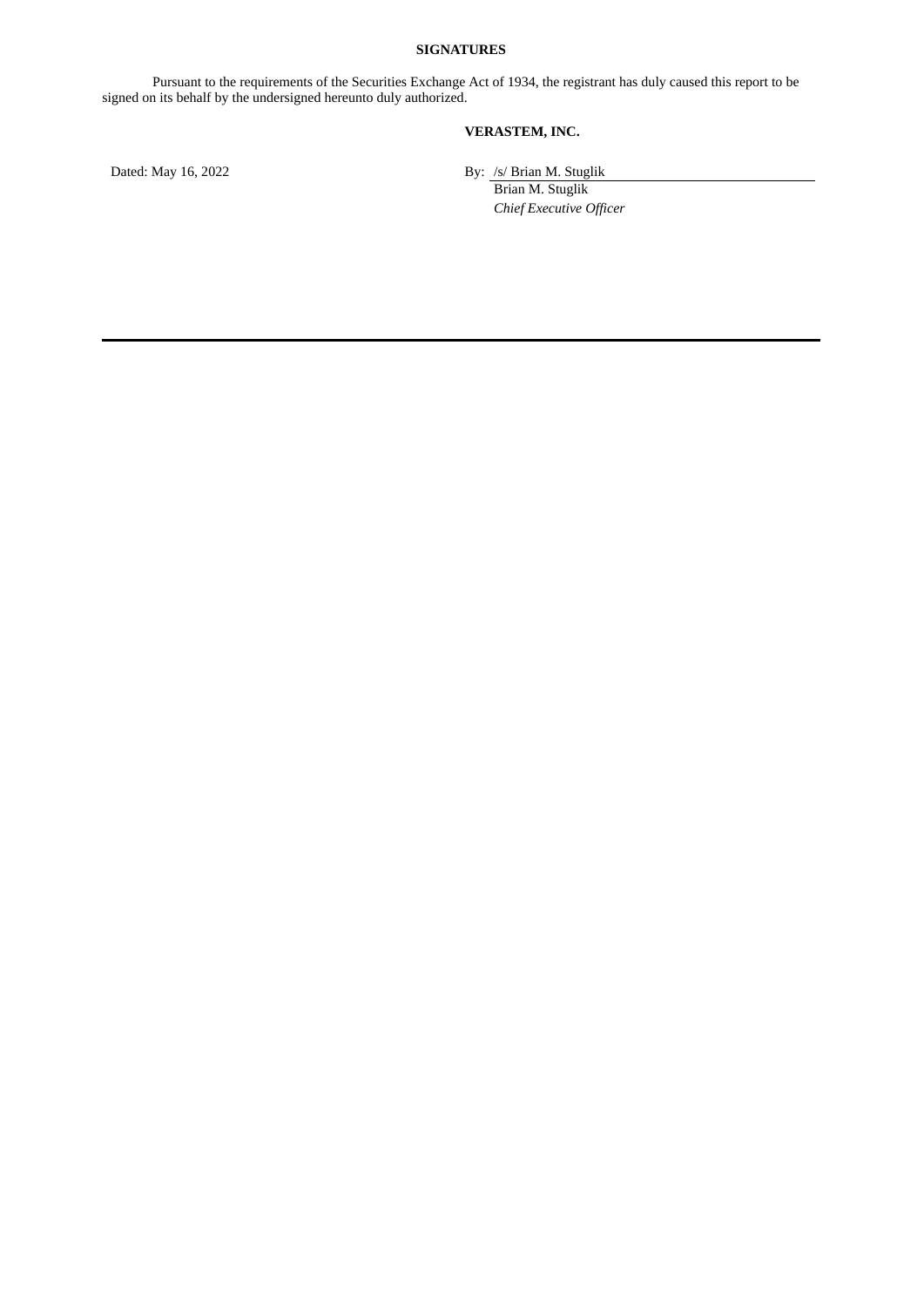**SIGNATURES**

Pursuant to the requirements of the Securities Exchange Act of 1934, the registrant has duly caused this report to be signed on its behalf by the undersigned hereunto duly authorized.

**VERASTEM, INC.**

Dated: May 16, 2022

By: /s/ Brian M. Stuglik
Brian M. Stuglik
*Chief Executive Officer*